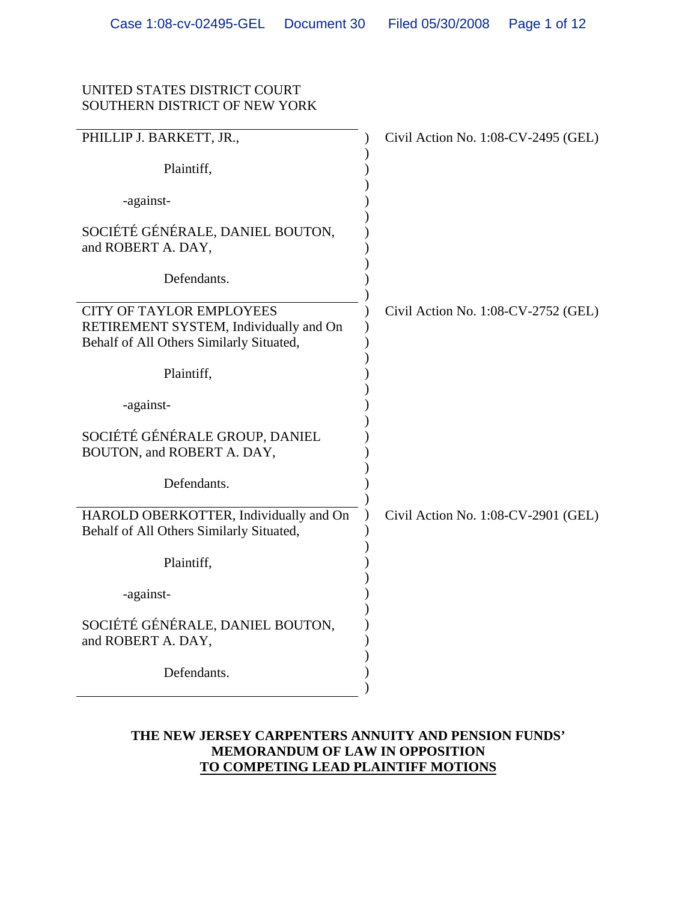UNITED STATES DISTRICT COURT
SOUTHERN DISTRICT OF NEW YORK

| | |
|---|---|
| PHILLIP J. BARKETT, JR.,<br><br>Plaintiff,<br><br>-against-<br><br>SOCIÉTÉ GÉNÉRALE, DANIEL BOUTON, and ROBERT A. DAY,<br><br>Defendants. | Civil Action No. 1:08-CV-2495 (GEL) |
| CITY OF TAYLOR EMPLOYEES RETIREMENT SYSTEM, Individually and On Behalf of All Others Similarly Situated,<br><br>Plaintiff,<br><br>-against-<br><br>SOCIÉTÉ GÉNÉRALE GROUP, DANIEL BOUTON, and ROBERT A. DAY,<br><br>Defendants. | Civil Action No. 1:08-CV-2752 (GEL) |
| HAROLD OBERKOTTER, Individually and On Behalf of All Others Similarly Situated,<br><br>Plaintiff,<br><br>-against-<br><br>SOCIÉTÉ GÉNÉRALE, DANIEL BOUTON, and ROBERT A. DAY,<br><br>Defendants. | Civil Action No. 1:08-CV-2901 (GEL) |

**THE NEW JERSEY CARPENTERS ANNUITY AND PENSION FUNDS' MEMORANDUM OF LAW IN OPPOSITION TO COMPETING LEAD PLAINTIFF MOTIONS**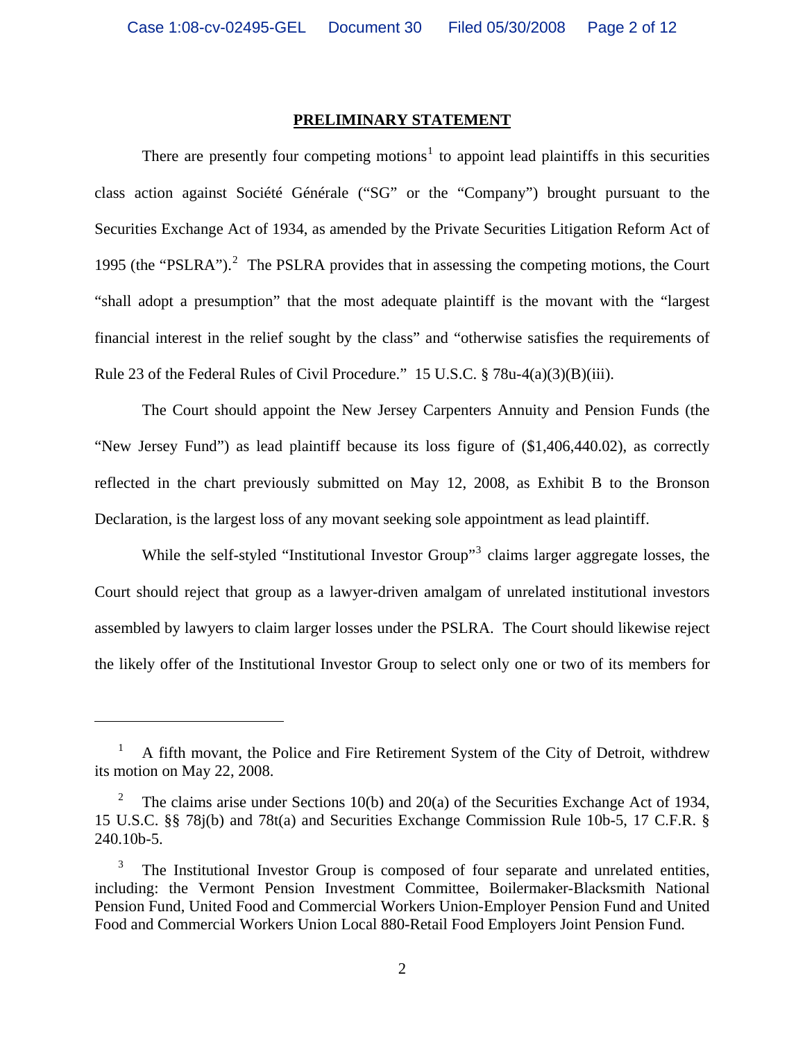## PRELIMINARY STATEMENT

There are presently four competing motions[1] to appoint lead plaintiffs in this securities class action against Société Générale ("SG" or the "Company") brought pursuant to the Securities Exchange Act of 1934, as amended by the Private Securities Litigation Reform Act of 1995 (the "PSLRA").[2] The PSLRA provides that in assessing the competing motions, the Court "shall adopt a presumption" that the most adequate plaintiff is the movant with the "largest financial interest in the relief sought by the class" and "otherwise satisfies the requirements of Rule 23 of the Federal Rules of Civil Procedure." 15 U.S.C. § 78u-4(a)(3)(B)(iii).

The Court should appoint the New Jersey Carpenters Annuity and Pension Funds (the "New Jersey Fund") as lead plaintiff because its loss figure of ($1,406,440.02), as correctly reflected in the chart previously submitted on May 12, 2008, as Exhibit B to the Bronson Declaration, is the largest loss of any movant seeking sole appointment as lead plaintiff.

While the self-styled "Institutional Investor Group"[3] claims larger aggregate losses, the Court should reject that group as a lawyer-driven amalgam of unrelated institutional investors assembled by lawyers to claim larger losses under the PSLRA. The Court should likewise reject the likely offer of the Institutional Investor Group to select only one or two of its members for

---

[1] A fifth movant, the Police and Fire Retirement System of the City of Detroit, withdrew its motion on May 22, 2008.

[2] The claims arise under Sections 10(b) and 20(a) of the Securities Exchange Act of 1934, 15 U.S.C. §§ 78j(b) and 78t(a) and Securities Exchange Commission Rule 10b-5, 17 C.F.R. § 240.10b-5.

[3] The Institutional Investor Group is composed of four separate and unrelated entities, including: the Vermont Pension Investment Committee, Boilermaker-Blacksmith National Pension Fund, United Food and Commercial Workers Union-Employer Pension Fund and United Food and Commercial Workers Union Local 880-Retail Food Employers Joint Pension Fund.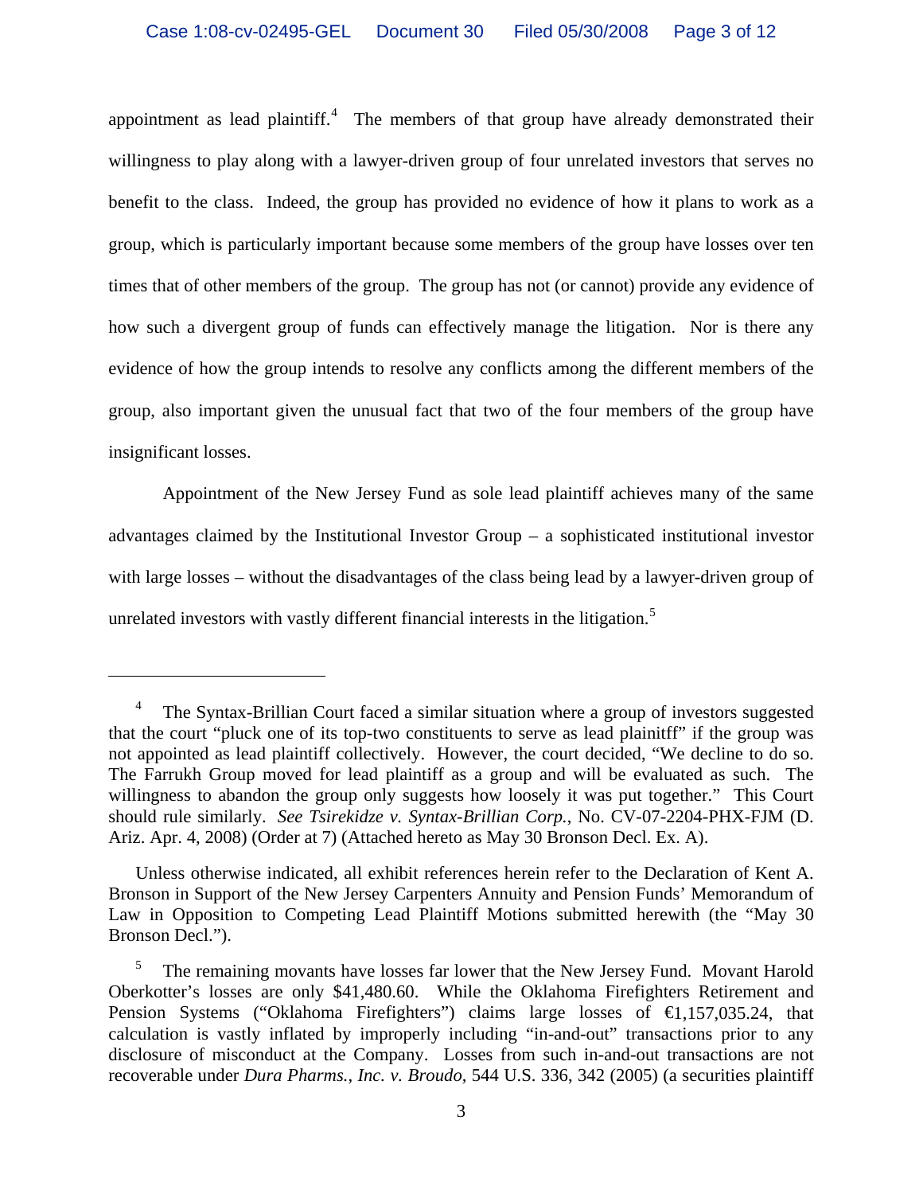appointment as lead plaintiff.[4] The members of that group have already demonstrated their willingness to play along with a lawyer-driven group of four unrelated investors that serves no benefit to the class. Indeed, the group has provided no evidence of how it plans to work as a group, which is particularly important because some members of the group have losses over ten times that of other members of the group. The group has not (or cannot) provide any evidence of how such a divergent group of funds can effectively manage the litigation. Nor is there any evidence of how the group intends to resolve any conflicts among the different members of the group, also important given the unusual fact that two of the four members of the group have insignificant losses.

Appointment of the New Jersey Fund as sole lead plaintiff achieves many of the same advantages claimed by the Institutional Investor Group – a sophisticated institutional investor with large losses – without the disadvantages of the class being lead by a lawyer-driven group of unrelated investors with vastly different financial interests in the litigation.[5]

---

[4] The Syntax-Brillian Court faced a similar situation where a group of investors suggested that the court "pluck one of its top-two constituents to serve as lead plainitff" if the group was not appointed as lead plaintiff collectively. However, the court decided, "We decline to do so. The Farrukh Group moved for lead plaintiff as a group and will be evaluated as such. The willingness to abandon the group only suggests how loosely it was put together." This Court should rule similarly. *See Tsirekidze v. Syntax-Brillian Corp.*, No. CV-07-2204-PHX-FJM (D. Ariz. Apr. 4, 2008) (Order at 7) (Attached hereto as May 30 Bronson Decl. Ex. A).

Unless otherwise indicated, all exhibit references herein refer to the Declaration of Kent A. Bronson in Support of the New Jersey Carpenters Annuity and Pension Funds' Memorandum of Law in Opposition to Competing Lead Plaintiff Motions submitted herewith (the "May 30 Bronson Decl.").

[5] The remaining movants have losses far lower that the New Jersey Fund. Movant Harold Oberkotter's losses are only $41,480.60. While the Oklahoma Firefighters Retirement and Pension Systems ("Oklahoma Firefighters") claims large losses of €1,157,035.24, that calculation is vastly inflated by improperly including "in-and-out" transactions prior to any disclosure of misconduct at the Company. Losses from such in-and-out transactions are not recoverable under *Dura Pharms., Inc. v. Broudo*, 544 U.S. 336, 342 (2005) (a securities plaintiff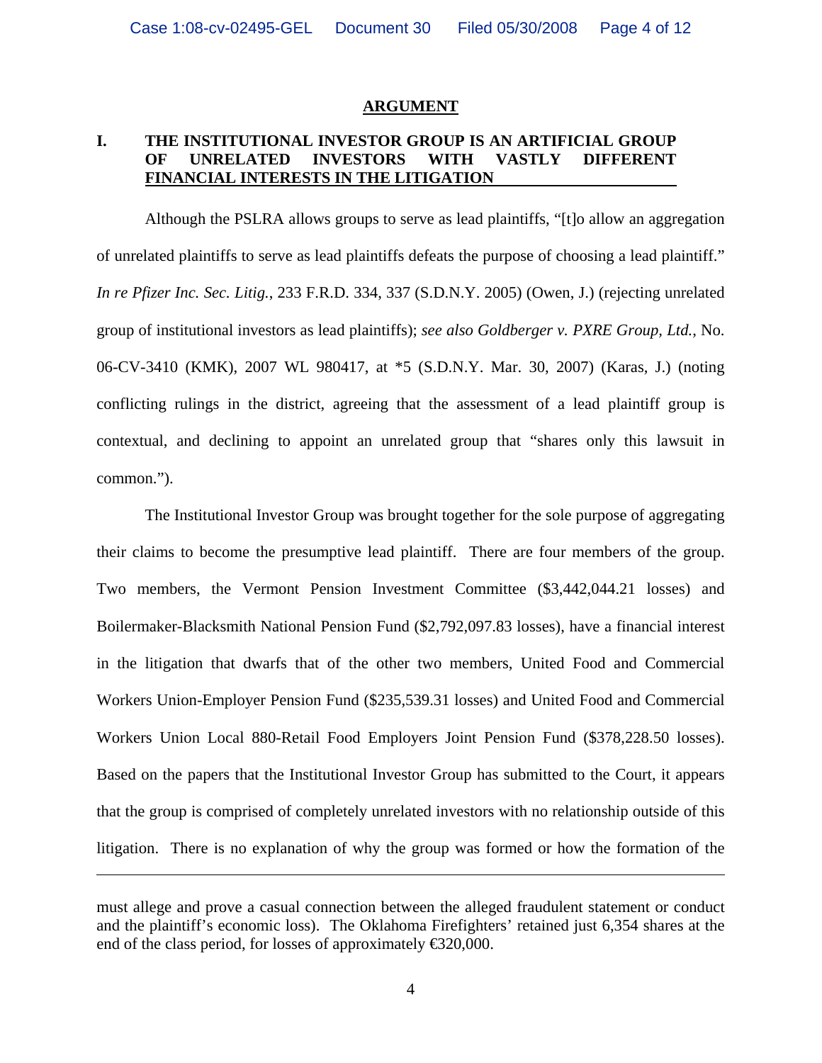## ARGUMENT

### I. THE INSTITUTIONAL INVESTOR GROUP IS AN ARTIFICIAL GROUP OF UNRELATED INVESTORS WITH VASTLY DIFFERENT FINANCIAL INTERESTS IN THE LITIGATION

Although the PSLRA allows groups to serve as lead plaintiffs, "[t]o allow an aggregation of unrelated plaintiffs to serve as lead plaintiffs defeats the purpose of choosing a lead plaintiff." *In re Pfizer Inc. Sec. Litig.*, 233 F.R.D. 334, 337 (S.D.N.Y. 2005) (Owen, J.) (rejecting unrelated group of institutional investors as lead plaintiffs); *see also Goldberger v. PXRE Group, Ltd.*, No. 06-CV-3410 (KMK), 2007 WL 980417, at *5 (S.D.N.Y. Mar. 30, 2007) (Karas, J.) (noting conflicting rulings in the district, agreeing that the assessment of a lead plaintiff group is contextual, and declining to appoint an unrelated group that "shares only this lawsuit in common.").

The Institutional Investor Group was brought together for the sole purpose of aggregating their claims to become the presumptive lead plaintiff. There are four members of the group. Two members, the Vermont Pension Investment Committee ($3,442,044.21 losses) and Boilermaker-Blacksmith National Pension Fund ($2,792,097.83 losses), have a financial interest in the litigation that dwarfs that of the other two members, United Food and Commercial Workers Union-Employer Pension Fund ($235,539.31 losses) and United Food and Commercial Workers Union Local 880-Retail Food Employers Joint Pension Fund ($378,228.50 losses). Based on the papers that the Institutional Investor Group has submitted to the Court, it appears that the group is comprised of completely unrelated investors with no relationship outside of this litigation. There is no explanation of why the group was formed or how the formation of the

---

must allege and prove a casual connection between the alleged fraudulent statement or conduct and the plaintiff's economic loss). The Oklahoma Firefighters' retained just 6,354 shares at the end of the class period, for losses of approximately €320,000.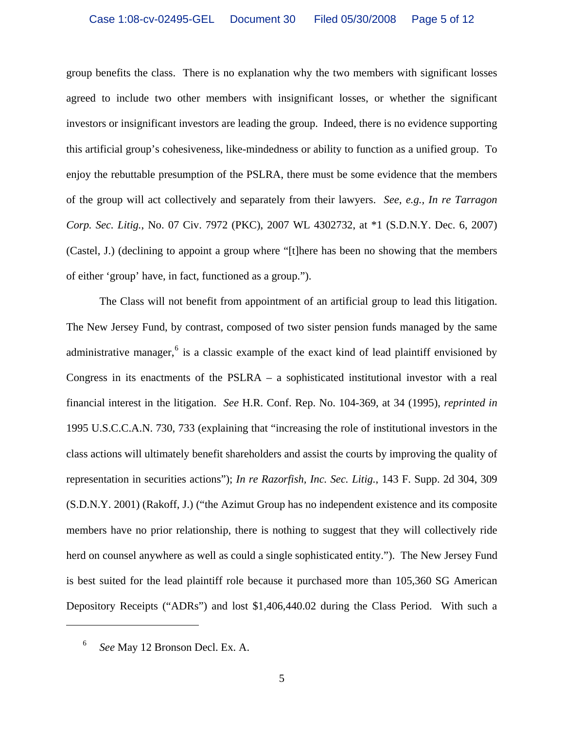group benefits the class. There is no explanation why the two members with significant losses agreed to include two other members with insignificant losses, or whether the significant investors or insignificant investors are leading the group. Indeed, there is no evidence supporting this artificial group's cohesiveness, like-mindedness or ability to function as a unified group. To enjoy the rebuttable presumption of the PSLRA, there must be some evidence that the members of the group will act collectively and separately from their lawyers. *See, e.g.*, *In re Tarragon Corp. Sec. Litig.*, No. 07 Civ. 7972 (PKC), 2007 WL 4302732, at *1 (S.D.N.Y. Dec. 6, 2007) (Castel, J.) (declining to appoint a group where "[t]here has been no showing that the members of either 'group' have, in fact, functioned as a group.").

The Class will not benefit from appointment of an artificial group to lead this litigation. The New Jersey Fund, by contrast, composed of two sister pension funds managed by the same administrative manager,[6] is a classic example of the exact kind of lead plaintiff envisioned by Congress in its enactments of the PSLRA – a sophisticated institutional investor with a real financial interest in the litigation. *See* H.R. Conf. Rep. No. 104-369, at 34 (1995), *reprinted in* 1995 U.S.C.C.A.N. 730, 733 (explaining that "increasing the role of institutional investors in the class actions will ultimately benefit shareholders and assist the courts by improving the quality of representation in securities actions"); *In re Razorfish, Inc. Sec. Litig.*, 143 F. Supp. 2d 304, 309 (S.D.N.Y. 2001) (Rakoff, J.) ("the Azimut Group has no independent existence and its composite members have no prior relationship, there is nothing to suggest that they will collectively ride herd on counsel anywhere as well as could a single sophisticated entity."). The New Jersey Fund is best suited for the lead plaintiff role because it purchased more than 105,360 SG American Depository Receipts ("ADRs") and lost $1,406,440.02 during the Class Period. With such a

---

[6] *See* May 12 Bronson Decl. Ex. A.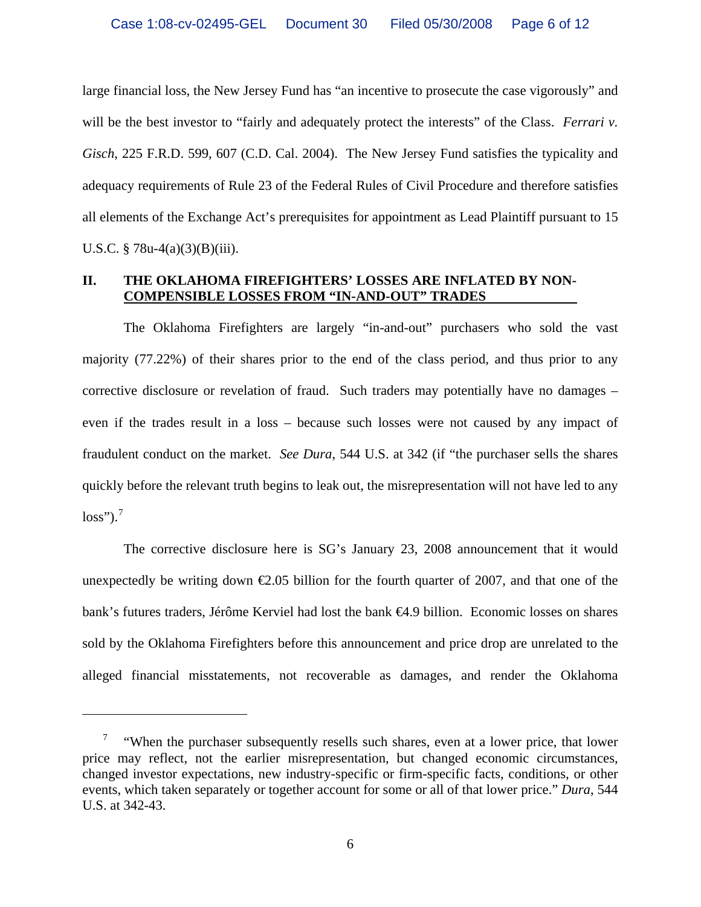large financial loss, the New Jersey Fund has "an incentive to prosecute the case vigorously" and will be the best investor to "fairly and adequately protect the interests" of the Class. *Ferrari v. Gisch*, 225 F.R.D. 599, 607 (C.D. Cal. 2004). The New Jersey Fund satisfies the typicality and adequacy requirements of Rule 23 of the Federal Rules of Civil Procedure and therefore satisfies all elements of the Exchange Act's prerequisites for appointment as Lead Plaintiff pursuant to 15 U.S.C. § 78u-4(a)(3)(B)(iii).

## II. THE OKLAHOMA FIREFIGHTERS' LOSSES ARE INFLATED BY NON-COMPENSIBLE LOSSES FROM "IN-AND-OUT" TRADES

The Oklahoma Firefighters are largely "in-and-out" purchasers who sold the vast majority (77.22%) of their shares prior to the end of the class period, and thus prior to any corrective disclosure or revelation of fraud. Such traders may potentially have no damages – even if the trades result in a loss – because such losses were not caused by any impact of fraudulent conduct on the market. *See Dura*, 544 U.S. at 342 (if "the purchaser sells the shares quickly before the relevant truth begins to leak out, the misrepresentation will not have led to any loss").[7]

The corrective disclosure here is SG's January 23, 2008 announcement that it would unexpectedly be writing down €2.05 billion for the fourth quarter of 2007, and that one of the bank's futures traders, Jérôme Kerviel had lost the bank €4.9 billion. Economic losses on shares sold by the Oklahoma Firefighters before this announcement and price drop are unrelated to the alleged financial misstatements, not recoverable as damages, and render the Oklahoma

---

[7] "When the purchaser subsequently resells such shares, even at a lower price, that lower price may reflect, not the earlier misrepresentation, but changed economic circumstances, changed investor expectations, new industry-specific or firm-specific facts, conditions, or other events, which taken separately or together account for some or all of that lower price." *Dura*, 544 U.S. at 342-43.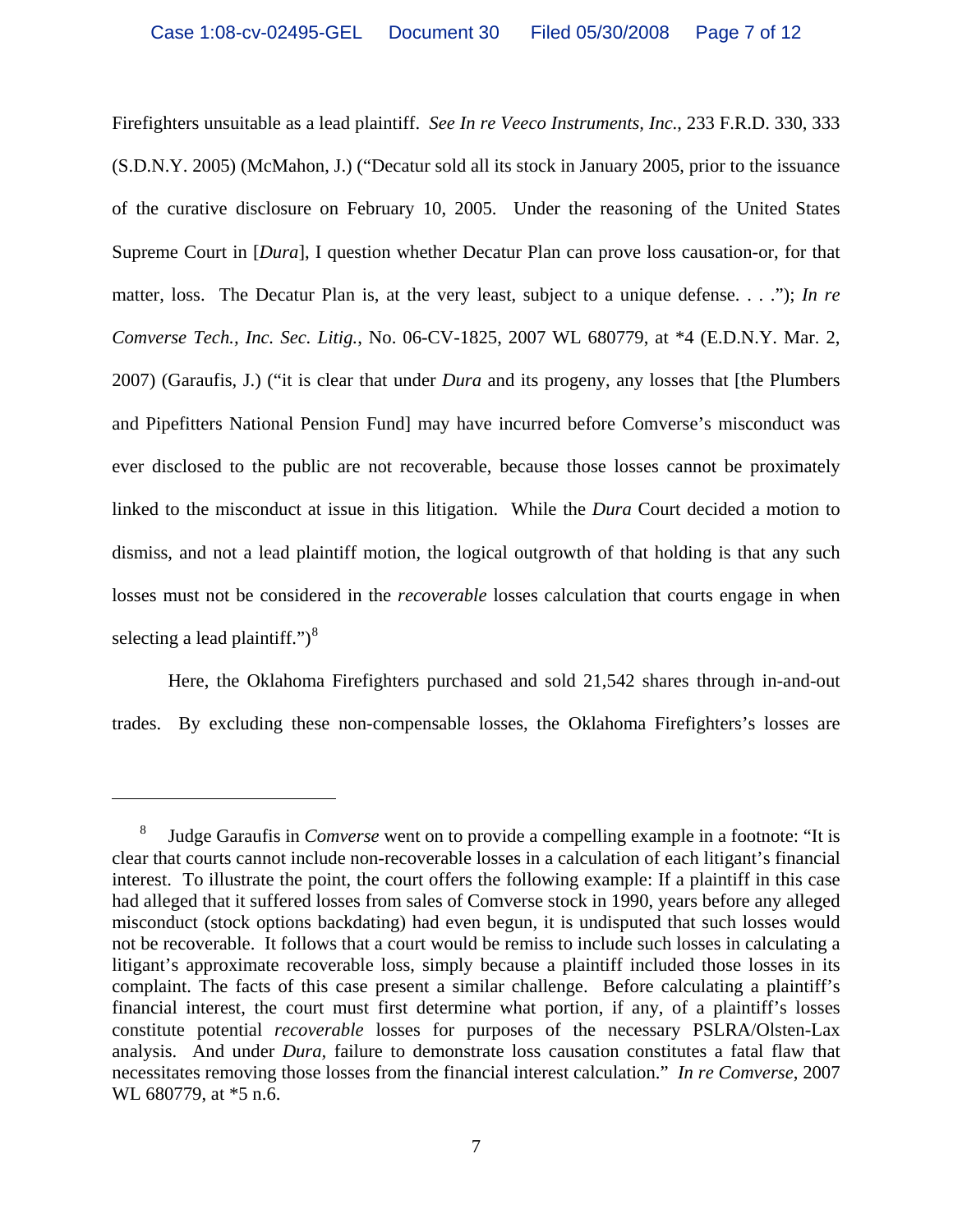Firefighters unsuitable as a lead plaintiff. *See In re Veeco Instruments, Inc.*, 233 F.R.D. 330, 333 (S.D.N.Y. 2005) (McMahon, J.) ("Decatur sold all its stock in January 2005, prior to the issuance of the curative disclosure on February 10, 2005. Under the reasoning of the United States Supreme Court in [*Dura*], I question whether Decatur Plan can prove loss causation-or, for that matter, loss. The Decatur Plan is, at the very least, subject to a unique defense. . . ."); *In re Comverse Tech., Inc. Sec. Litig.*, No. 06-CV-1825, 2007 WL 680779, at *4 (E.D.N.Y. Mar. 2, 2007) (Garaufis, J.) ("it is clear that under *Dura* and its progeny, any losses that [the Plumbers and Pipefitters National Pension Fund] may have incurred before Comverse's misconduct was ever disclosed to the public are not recoverable, because those losses cannot be proximately linked to the misconduct at issue in this litigation. While the *Dura* Court decided a motion to dismiss, and not a lead plaintiff motion, the logical outgrowth of that holding is that any such losses must not be considered in the *recoverable* losses calculation that courts engage in when selecting a lead plaintiff.")[8]

Here, the Oklahoma Firefighters purchased and sold 21,542 shares through in-and-out trades. By excluding these non-compensable losses, the Oklahoma Firefighters's losses are

---

[8] Judge Garaufis in *Comverse* went on to provide a compelling example in a footnote: "It is clear that courts cannot include non-recoverable losses in a calculation of each litigant's financial interest. To illustrate the point, the court offers the following example: If a plaintiff in this case had alleged that it suffered losses from sales of Comverse stock in 1990, years before any alleged misconduct (stock options backdating) had even begun, it is undisputed that such losses would not be recoverable. It follows that a court would be remiss to include such losses in calculating a litigant's approximate recoverable loss, simply because a plaintiff included those losses in its complaint. The facts of this case present a similar challenge. Before calculating a plaintiff's financial interest, the court must first determine what portion, if any, of a plaintiff's losses constitute potential *recoverable* losses for purposes of the necessary PSLRA/Olsten-Lax analysis. And under *Dura*, failure to demonstrate loss causation constitutes a fatal flaw that necessitates removing those losses from the financial interest calculation." *In re Comverse*, 2007 WL 680779, at *5 n.6.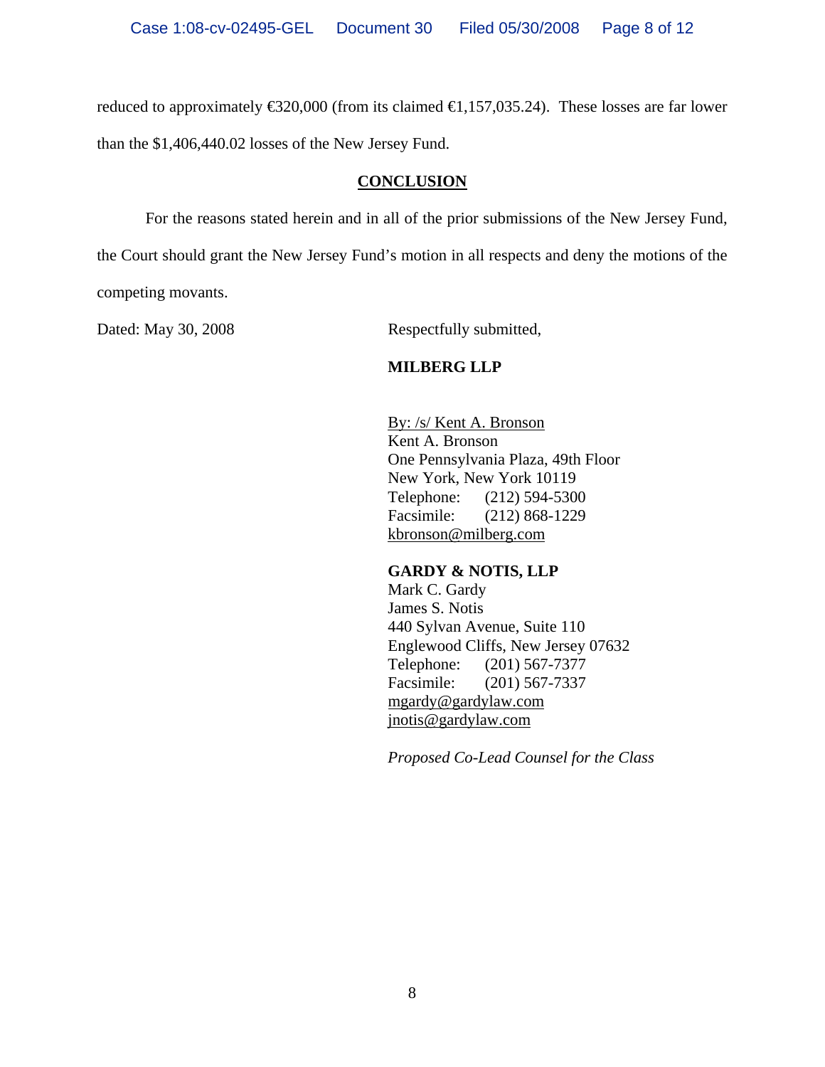reduced to approximately €320,000 (from its claimed €1,157,035.24). These losses are far lower than the $1,406,440.02 losses of the New Jersey Fund.

## CONCLUSION

For the reasons stated herein and in all of the prior submissions of the New Jersey Fund, the Court should grant the New Jersey Fund's motion in all respects and deny the motions of the competing movants.

Dated: May 30, 2008

Respectfully submitted,

**MILBERG LLP**

By: /s/ Kent A. Bronson
Kent A. Bronson
One Pennsylvania Plaza, 49th Floor
New York, New York 10119
Telephone: (212) 594-5300
Facsimile: (212) 868-1229
kbronson@milberg.com

**GARDY & NOTIS, LLP**
Mark C. Gardy
James S. Notis
440 Sylvan Avenue, Suite 110
Englewood Cliffs, New Jersey 07632
Telephone: (201) 567-7377
Facsimile: (201) 567-7337
mgardy@gardylaw.com
jnotis@gardylaw.com

*Proposed Co-Lead Counsel for the Class*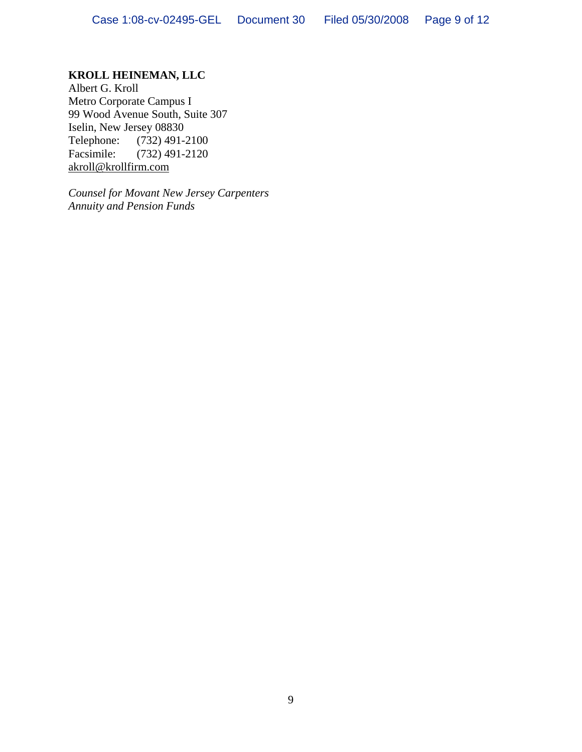**KROLL HEINEMAN, LLC**
Albert G. Kroll
Metro Corporate Campus I
99 Wood Avenue South, Suite 307
Iselin, New Jersey 08830
Telephone: (732) 491-2100
Facsimile: (732) 491-2120
akroll@krollfirm.com

*Counsel for Movant New Jersey Carpenters Annuity and Pension Funds*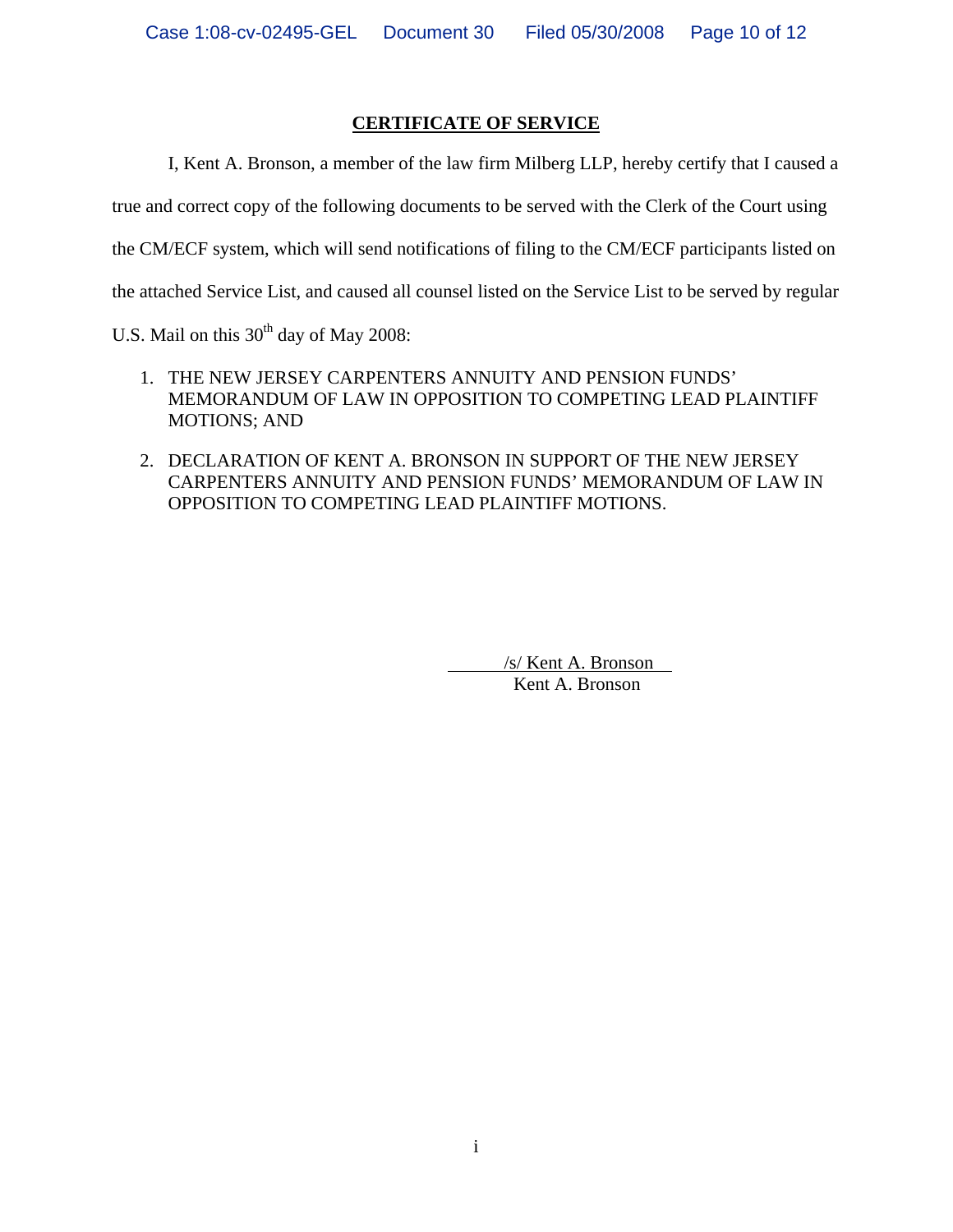**CERTIFICATE OF SERVICE**

I, Kent A. Bronson, a member of the law firm Milberg LLP, hereby certify that I caused a true and correct copy of the following documents to be served with the Clerk of the Court using the CM/ECF system, which will send notifications of filing to the CM/ECF participants listed on the attached Service List, and caused all counsel listed on the Service List to be served by regular U.S. Mail on this 30th day of May 2008:

1. THE NEW JERSEY CARPENTERS ANNUITY AND PENSION FUNDS' MEMORANDUM OF LAW IN OPPOSITION TO COMPETING LEAD PLAINTIFF MOTIONS; AND

2. DECLARATION OF KENT A. BRONSON IN SUPPORT OF THE NEW JERSEY CARPENTERS ANNUITY AND PENSION FUNDS' MEMORANDUM OF LAW IN OPPOSITION TO COMPETING LEAD PLAINTIFF MOTIONS.

/s/ Kent A. Bronson
Kent A. Bronson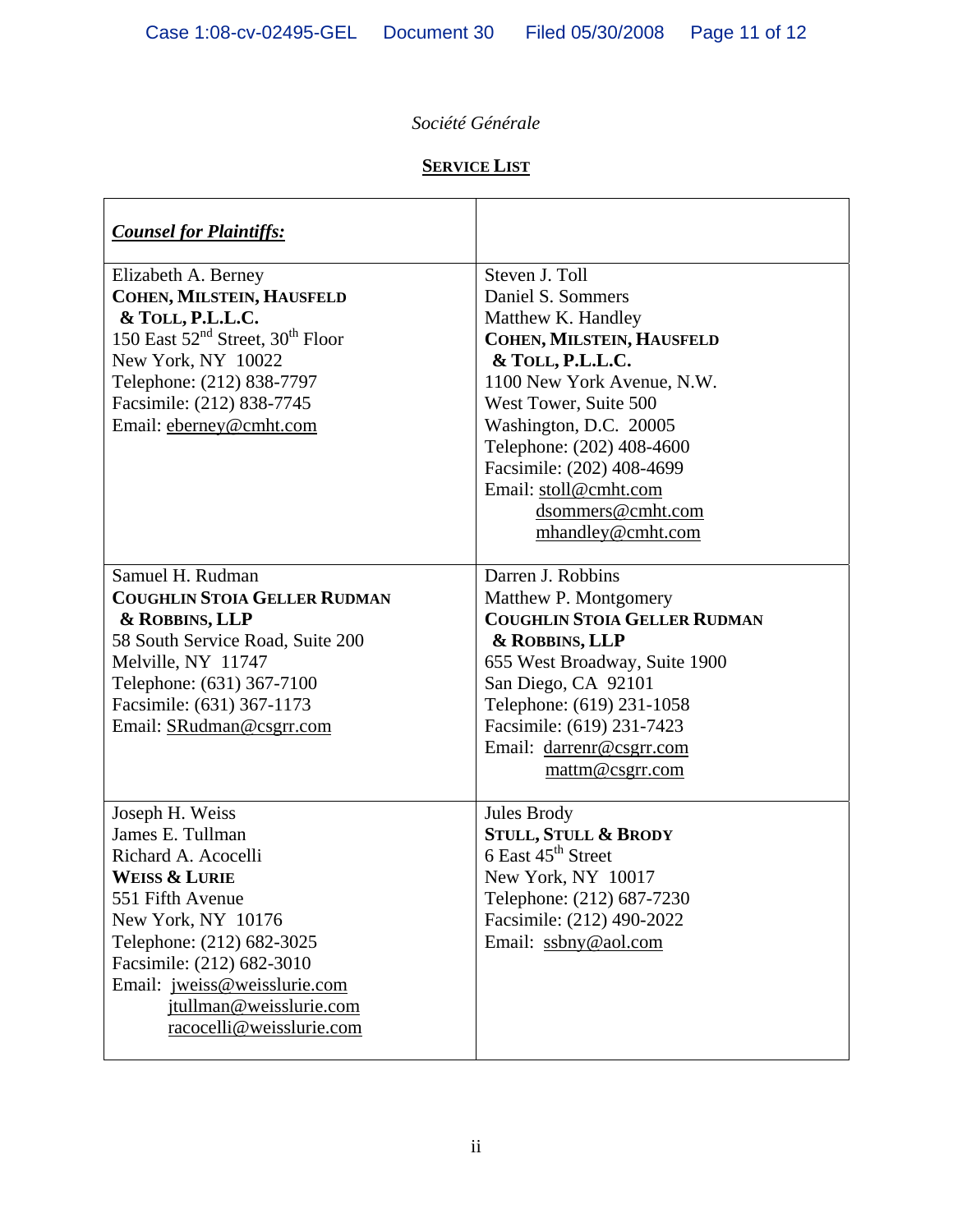*Société Générale*

**SERVICE LIST**

| ***Counsel for Plaintiffs:*** | |
|---|---|
| Elizabeth A. Berney<br>**COHEN, MILSTEIN, HAUSFELD & TOLL, P.L.L.C.**<br>150 East 52nd Street, 30th Floor<br>New York, NY 10022<br>Telephone: (212) 838-7797<br>Facsimile: (212) 838-7745<br>Email: eberney@cmht.com | Steven J. Toll<br>Daniel S. Sommers<br>Matthew K. Handley<br>**COHEN, MILSTEIN, HAUSFELD & TOLL, P.L.L.C.**<br>1100 New York Avenue, N.W.<br>West Tower, Suite 500<br>Washington, D.C. 20005<br>Telephone: (202) 408-4600<br>Facsimile: (202) 408-4699<br>Email: stoll@cmht.com<br>dsommers@cmht.com<br>mhandley@cmht.com |
| Samuel H. Rudman<br>**COUGHLIN STOIA GELLER RUDMAN & ROBBINS, LLP**<br>58 South Service Road, Suite 200<br>Melville, NY 11747<br>Telephone: (631) 367-7100<br>Facsimile: (631) 367-1173<br>Email: SRudman@csgrr.com | Darren J. Robbins<br>Matthew P. Montgomery<br>**COUGHLIN STOIA GELLER RUDMAN & ROBBINS, LLP**<br>655 West Broadway, Suite 1900<br>San Diego, CA 92101<br>Telephone: (619) 231-1058<br>Facsimile: (619) 231-7423<br>Email: darrenr@csgrr.com<br>mattm@csgrr.com |
| Joseph H. Weiss<br>James E. Tullman<br>Richard A. Acocelli<br>**WEISS & LURIE**<br>551 Fifth Avenue<br>New York, NY 10176<br>Telephone: (212) 682-3025<br>Facsimile: (212) 682-3010<br>Email: jweiss@weisslurie.com<br>jtullman@weisslurie.com<br>racocelli@weisslurie.com | Jules Brody<br>**STULL, STULL & BRODY**<br>6 East 45th Street<br>New York, NY 10017<br>Telephone: (212) 687-7230<br>Facsimile: (212) 490-2022<br>Email: ssbny@aol.com |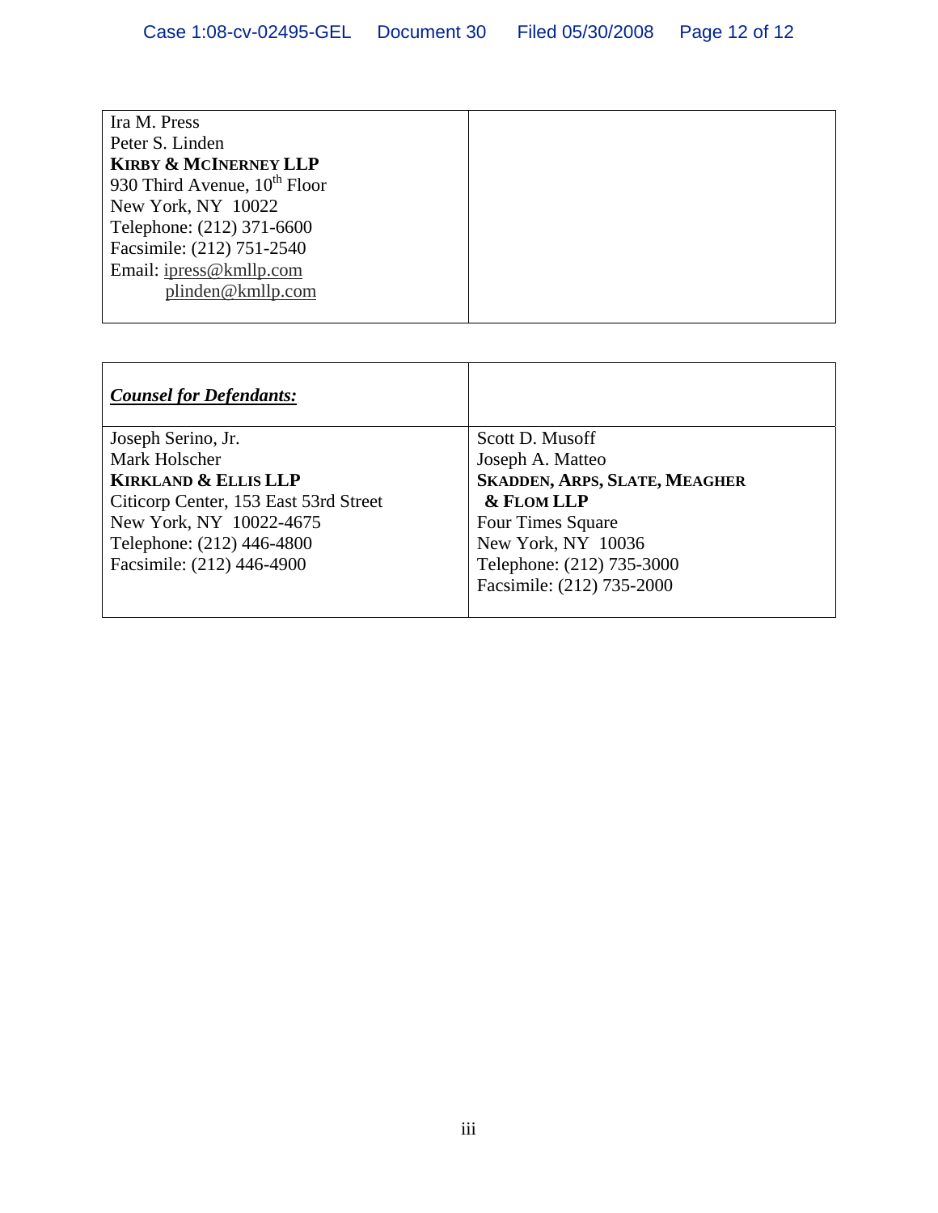| | |
|---|---|
| Ira M. Press<br>Peter S. Linden<br>**KIRBY & MCINERNEY LLP**<br>930 Third Avenue, 10th Floor<br>New York, NY 10022<br>Telephone: (212) 371-6600<br>Facsimile: (212) 751-2540<br>Email: ipress@kmllp.com<br>plinden@kmllp.com | |

| ***Counsel for Defendants:*** | |
|---|---|
| Joseph Serino, Jr.<br>Mark Holscher<br>**KIRKLAND & ELLIS LLP**<br>Citicorp Center, 153 East 53rd Street<br>New York, NY 10022-4675<br>Telephone: (212) 446-4800<br>Facsimile: (212) 446-4900 | Scott D. Musoff<br>Joseph A. Matteo<br>**SKADDEN, ARPS, SLATE, MEAGHER & FLOM LLP**<br>Four Times Square<br>New York, NY 10036<br>Telephone: (212) 735-3000<br>Facsimile: (212) 735-2000 |